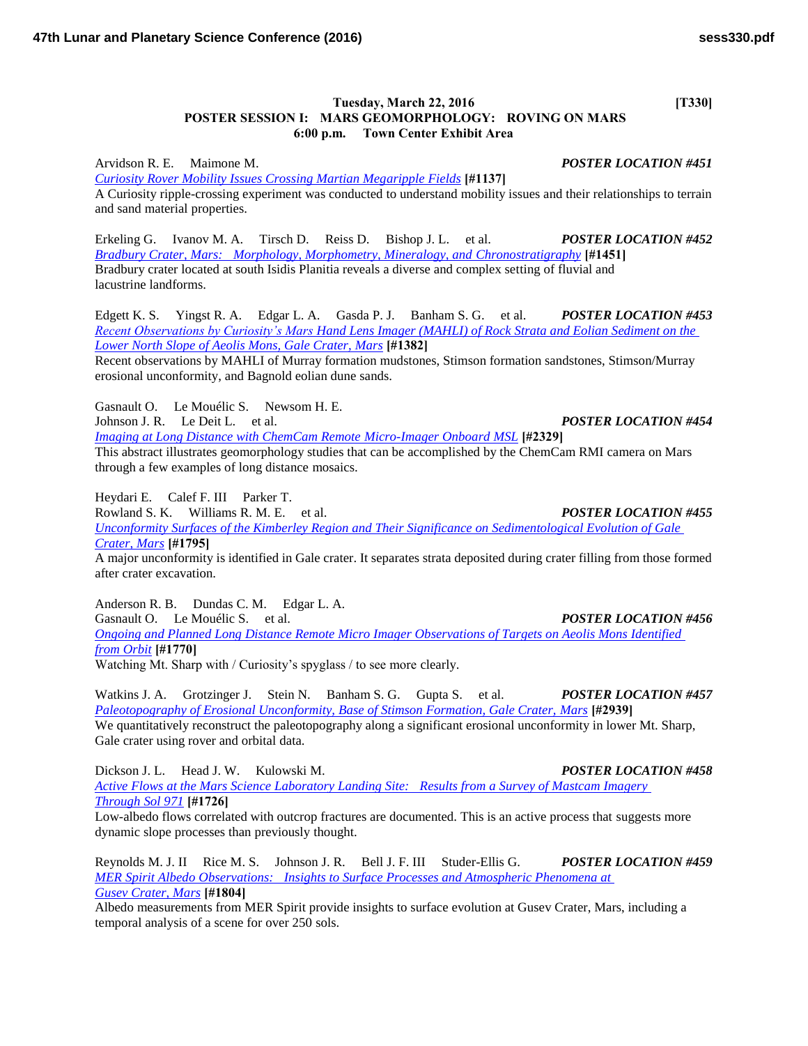**Tuesday, March 22, 2016 [T330]**

**POSTER SESSION I: MARS GEOMORPHOLOGY: ROVING ON MARS**

**6:00 p.m. Town Center Exhibit Area**

Arvidson R. E. Maimone M. ***POSTER LOCATION #451***
*Curiosity Rover Mobility Issues Crossing Martian Megaripple Fields* **[#1137]**
A Curiosity ripple-crossing experiment was conducted to understand mobility issues and their relationships to terrain and sand material properties.

Erkeling G. Ivanov M. A. Tirsch D. Reiss D. Bishop J. L. et al. ***POSTER LOCATION #452***
*Bradbury Crater, Mars: Morphology, Morphometry, Mineralogy, and Chronostratigraphy* **[#1451]**
Bradbury crater located at south Isidis Planitia reveals a diverse and complex setting of fluvial and lacustrine landforms.

Edgett K. S. Yingst R. A. Edgar L. A. Gasda P. J. Banham S. G. et al. ***POSTER LOCATION #453***
*Recent Observations by Curiosity's Mars Hand Lens Imager (MAHLI) of Rock Strata and Eolian Sediment on the Lower North Slope of Aeolis Mons, Gale Crater, Mars* **[#1382]**
Recent observations by MAHLI of Murray formation mudstones, Stimson formation sandstones, Stimson/Murray erosional unconformity, and Bagnold eolian dune sands.

Gasnault O. Le Mouélic S. Newsom H. E.
Johnson J. R. Le Deit L. et al. ***POSTER LOCATION #454***
*Imaging at Long Distance with ChemCam Remote Micro-Imager Onboard MSL* **[#2329]**
This abstract illustrates geomorphology studies that can be accomplished by the ChemCam RMI camera on Mars through a few examples of long distance mosaics.

Heydari E. Calef F. III Parker T.
Rowland S. K. Williams R. M. E. et al. ***POSTER LOCATION #455***
*Unconformity Surfaces of the Kimberley Region and Their Significance on Sedimentological Evolution of Gale Crater, Mars* **[#1795]**
A major unconformity is identified in Gale crater. It separates strata deposited during crater filling from those formed after crater excavation.

Anderson R. B. Dundas C. M. Edgar L. A.
Gasnault O. Le Mouélic S. et al. ***POSTER LOCATION #456***
*Ongoing and Planned Long Distance Remote Micro Imager Observations of Targets on Aeolis Mons Identified from Orbit* **[#1770]**
Watching Mt. Sharp with / Curiosity's spyglass / to see more clearly.

Watkins J. A. Grotzinger J. Stein N. Banham S. G. Gupta S. et al. ***POSTER LOCATION #457***
*Paleotopography of Erosional Unconformity, Base of Stimson Formation, Gale Crater, Mars* **[#2939]**
We quantitatively reconstruct the paleotopography along a significant erosional unconformity in lower Mt. Sharp, Gale crater using rover and orbital data.

Dickson J. L. Head J. W. Kulowski M. ***POSTER LOCATION #458***
*Active Flows at the Mars Science Laboratory Landing Site: Results from a Survey of Mastcam Imagery Through Sol 971* **[#1726]**
Low-albedo flows correlated with outcrop fractures are documented. This is an active process that suggests more dynamic slope processes than previously thought.

Reynolds M. J. II Rice M. S. Johnson J. R. Bell J. F. III Studer-Ellis G. ***POSTER LOCATION #459***
*MER Spirit Albedo Observations: Insights to Surface Processes and Atmospheric Phenomena at Gusev Crater, Mars* **[#1804]**
Albedo measurements from MER Spirit provide insights to surface evolution at Gusev Crater, Mars, including a temporal analysis of a scene for over 250 sols.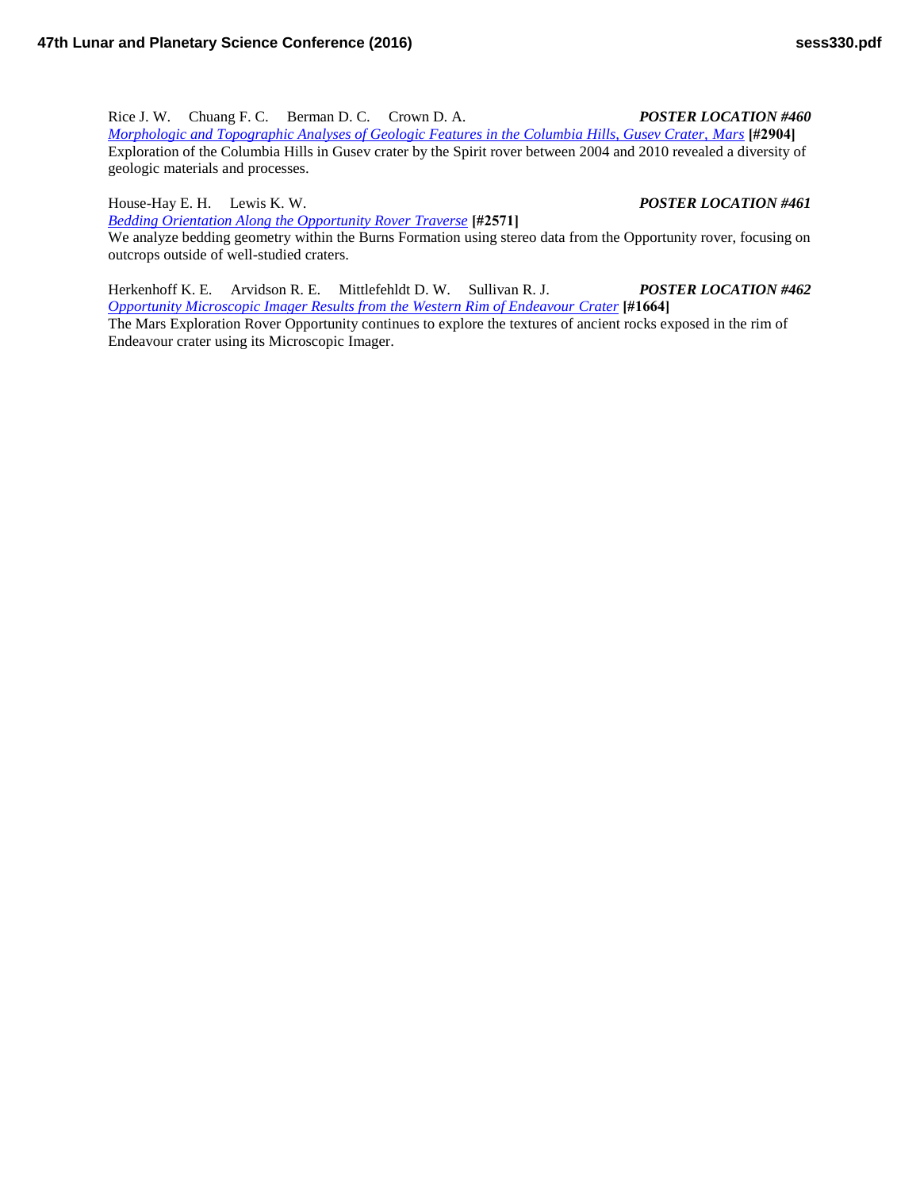Rice J. W. Chuang F. C. Berman D. C. Crown D. A. ***POSTER LOCATION #460***
*Morphologic and Topographic Analyses of Geologic Features in the Columbia Hills, Gusev Crater, Mars* **[#2904]**
Exploration of the Columbia Hills in Gusev crater by the Spirit rover between 2004 and 2010 revealed a diversity of geologic materials and processes.

House-Hay E. H. Lewis K. W. ***POSTER LOCATION #461***
*Bedding Orientation Along the Opportunity Rover Traverse* **[#2571]**
We analyze bedding geometry within the Burns Formation using stereo data from the Opportunity rover, focusing on outcrops outside of well-studied craters.

Herkenhoff K. E. Arvidson R. E. Mittlefehldt D. W. Sullivan R. J. ***POSTER LOCATION #462***
*Opportunity Microscopic Imager Results from the Western Rim of Endeavour Crater* **[#1664]**
The Mars Exploration Rover Opportunity continues to explore the textures of ancient rocks exposed in the rim of Endeavour crater using its Microscopic Imager.